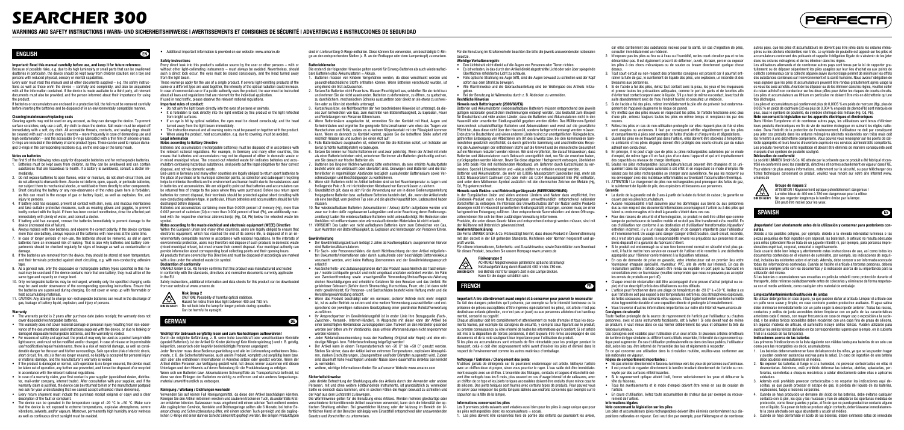# SEARCHER 300

## WARNINGS AND SAFETY INSTRUCTIONS I WARN- UND SICHERHEITSHINWEISE I AVERTISSEMENTS ET CONSIGNES DE SÉCURITÉ I ADVERTENCIAS E INSTRUCCIONES DE SEGURIDAD

## ENGLISH

**Important: Read this manual carefully before use, and keep it for future reference.**

Because of possible risks, e.g. due to its light luminosity or small parts that can be swallowed (batteries in particular), the device should be kept away from children (caution: not a toy) and persons with reduced physical, sensory or mental capabilities.

Every user must read this manual and all other documents supplied – e.g. the safety instructions as well as those on/in the device – carefully and completely, and also be acquainted with all the information contained. If the device is made available to a third party, all relevant documents must also be provided, and the person informed about their importance for using the product.

If batteries or accumulators are enclosed in a protective foil, the foil must be removed carefully before inserting the batteries and be disposed of in an environmentally compatible manner.

### Cleaning/maintenance/replacing seals

Cleaning agents may not be used on any account, as they can damage the device. To prevent surface scratches, only use a soft, dry cloth to clean the device. Salt water must be wiped off immediately with a soft, dry cloth. All accessible threads, contacts, and sealing rings should be cleaned with such a cloth every 6 months – more frequently in case of demanding use and high contamination – and the accessible O-rings lubricated with a thin film of silicone grease. O-rings are included in the delivery of some product types. These can be used to replace damaged O-rings in the corresponding locations (e.g. on the end cap or the lamp head).

### Notes on batteries

The first 9 of the following notes apply for disposable batteries and for rechargeable batteries.

1. Batteries must be kept away from children, as they can be swallowed and can contain substances that are hazardous to health. If a battery is swallowed, consult a doctor immediately.
2. Do not expose batteries to open flames, water or moisture, do not short-circuit them, and do not attempt to dismantle them. Also do not deform, open, squash, or perforate batteries, nor subject them to mechanical shocks, or weld/solder them directly to other components.
3. Short circuiting the battery or any non-observance of the notes given here is forbidden, as this can result in the escape of gas or battery liquid, as well as explosion, fire, and injury to persons.
4. If battery acid has escaped, prevent all contact with skin, eyes, and mucous membranes and take suitable protective measures, such as wearing gloves and goggles, to prevent bodily contact with the liquid. If there has been contact nonetheless, rinse the affected part immediately with plenty of water, and consult a doctor.
5. If batteries and fuel has escaped, remove the batteries immediately to prevent damage to the device (increased risk of failure).
6. Always replace with new batteries, and observe the correct polarity. If the device contains more than one battery, always replace all the batteries with new ones at the same time.
7. In case of longer periods of non-use, the batteries should be removed, as old or spent batteries have an increased risk of leaking. That is also why batteries and battery compartments should be checked regularly for signs of leakage as well as contamination or damage.
8. If the batteries are removed from the device, they should be stored at room temperature, and their terminals protected against short circuiting, e.g. with non-conducting adhesive tape.
9. As a general rule, only the disposable or rechargeable battery types specified in this manual may be used and if the device contains more than one battery, they must all be of the same type and capacity or charge level.
10. Only rechargeable batteries may be recharged, whereby only the specified charging units may be used under observance of the corresponding operating instructions. Ensure that the batteries are supervised during charging. Do not cover or wrap up with flammable or heat accumulating materials.
11. CAUTION: Any attempt to charge non-rechargeable batteries can result in the discharge of gas, leakage of battery liquid, explosion, and injury of persons.

### Warranty

- The warranty period is 2 years after purchase date (sales receipt); the warranty does not cover disposable/rechargeable batteries.
- The warranty does not cover material damage or personal injury resulting from non-observance of the documentation and instructions supplied with the device, or due to leaking or damaged disposable/rechargeable batteries, and the warranty is voided.
- For reasons of safety and approval, the product may only be used as a pocket lamp/mobile light source, and must not be modified and/or changed. In case of misuse or impermissible use/modification/repair/maintenance, there is a risk of material damage, as well as considerable danger for the user and his/her surroundings. Safe operation (risk of electric shock, short circuit, fire, etc.) is then no longer ensured, no liability is accepted for personal injury or material damage, and the manufacturer's warranty is voided.
- If the product is damaged or normal, safe operation is no longer ensured, the device must be taken out of operation, any further use prevented, and it must be disposed of or recycled in accordance with the relevant national regulations.
- In case of a warranty claim, your first contact is your supplier (specialised dealer, distributor, mail-order company, internet trader). After consultation with your supplier, and if the warranty claim is justified, the device can be returned to him or the manufacturer postpaid (we ask for your understanding that we cannot accept unfranked return deliveries).
- Every return shipment must include the purchase receipt (original or copy) and a clear description of the fault or complaint.
- The device can be operated in the temperature range of -20 °C to +50 °C. Make sure that the device is not exposed to extreme temperatures, explosive atmospheres, severe vibrations, solvents, and/or vapours. Moreover, permanently high humidity and/or wetness as well as continuous direct sunlight must be avoided.
- Additional important information is provided on our website: www.umarex.de

### Safety instructions

Every direct look into this product's radiation source by the user or other persons – with or without other light-collimating instruments – must always be avoided. Nevertheless, should such a direct look occur, the eyes must be closed consciously, and the head turned away from the light beam.

These warnings apply for the use of a single product. If several light-emitting products of the same or a different type are used together, the intensity of the optical radiation could increase. In case of commercial use or if a public authority uses the product, the user must be instructed about all laws and regulations that are relevant for the individual application.

If used in road traffic, please observe the relevant national regulations.

**Important rules of conduct:**

- Do not aim the light beam directly into the eyes of persons or animals.
- It is forbidden to look directly into the light emitted by this product or the light reflected from bright surfaces.
- If any eye is hit by optical radiation, the eyes must be closed consciously, and the head turned away from the light beam immediately.
- The instruction manual and all warning notes must be passed on together with the product.
- When using the product, heat accumulation, e.g. due to covering, must be avoided.

### Legal information

**Notes according to Battery Directive**

Batteries and accumulators (rechargeable batteries) must be disposed of in accordance with the relevant national regulations. For example, in Germany and many other countries, this means that batteries and accumulators may not be disposed of either in domestic waste or in mixed municipal refuse. The crossed-out wheeled waste bin indicates: batteries and accumulators containing hazardous substances, and points out the legal obligation for their correct disposal, and not via domestic waste.

End-users in Germany and many other countries are legally obliged to return spent batteries to the place of purchase or to municipal collection points, as collection and subsequent recycling helps to minimise the effects on the environment and human health due to the substances used in batteries and accumulators. We are obliged to point out that batteries and accumulators can be returned free of charge to the place where they were purchased. Before you return spent batteries for correct disposal, their terminals should be protected against short circuiting with non-conducting adhesive tape. In particular, lithium batteries and accumulators should be fully discharged before disposal.

Batteries and accumulators containing more than 0.0005 percent of mercury (Hg), more than 0.002 percent of cadmium (Cd) or more than 0.004 percent of lead (Pb), are additionally marked with the respective chemical abbreviation(s) (Hg, Cd, Pb) below the wheeled waste bin symbol.

**Notes according to the waste electrical and electronic equipment (WEEE) Directive**

Within the European Union and many other countries, users are legally obliged to ensure that electronic equipment, which has reached the end of its service life, is disposed of in an environmentally compatible manner in accordance with national regulations. In the interests of environmental protection, users may therefore not dispose of such products in domestic waste (mixed municipal refuse), but must recover their correct disposal. Your municipal authority can provide information about corresponding local collecting points and their opening hours.

All products that are covered by this Directive and must be disposed of accordingly are marked with a line under the wheeled waste bin symbol.

**Declaration of conformity**

UMAREX GmbH & Co. KG hereby confirms that this product was manufactured and tested in conformity with the standards, directives and normative documents currently applicable in the EU.

Safety instructions, additional information and data sheets for this product can be downloaded from our website at www.umarex.de.

**Risk Group 2**
CAUTION: Possibility of harmful optical radiation.
Hazard for retina from blue light between 400 and 780 nm.
Do not look into the lamp for longer periods during operation.
Can be harmful to eyesight.

## GERMAN

**Wichtig! Vor Gebrauch sorgfältig lesen und zum Nachschlagen aufbewahren!**

Durch die möglichen Gefährdung, z.B. seine hohe Leuchtkraft oder verschluckbare Kleinteile (speziell Batterien!), ist der Artikel für Kinder (Achtung! Kein Kinderspielzeug!) und z. B. geistig, körperlich, sensorisch oder kognitiv beeinträchtigte Personen ungeeignet.

Jeder Benutzer muss diese Bedienungsanleitung und alle im Lieferumfang enthaltenen Dokumente, z. B. die Sicherheitshinweise, auch am/im Produkt, komplett und sorgfältig lesen sowie sich über alle enthaltenen Informationen in Kenntnis setzen und geprüft werden. Wenn der Artikel Dritten Personen zur Verfügung gestellt wird, hat dieses immer zusammen mit diesen Unterlagen und dem Hinweis auf deren Bedeutung für die Produktnutzung zu erfolgen.

Wenn sich um Batterien bzw. Akkumulatoren Schrumpffolie als Transportschutz befindet, ist diese vor dem Einlegen der Batterien vorsichtig zu entfernen und wie anderes Verpackungsmaterial umweltfreundlich zu entsorgen.

### Reinigung / Wartung / Dichtungen wechseln

Verwenden Sie auf keinen Fall Reinigungsmittel, da diese den Artikel beschädigen könnten. Reinigen Sie den Artikel mit einem weichen und sauberen trockenen Tuch, da andernfalls Kratzer entstehen könnten. Salzwasser muss umgehend mit einem solchen Tuch entfernt werden. Alle zugänglichen Gewinde, Kontakte und Dichtungsringe sollten alle 6 Monate, bei hoher Beanspruchung und Schmutzbelastung öfter, mit einem solchen Tuch gereinigt und die zugänglichen O-Ringe mit einem dünnen Schicht Silikonfett gepflegt werden. Bei einigen Produkttypen sind im Lieferumfang O-Ringe enthalten. Diese können Sie verwenden, um beschädigte O-Ringe an den entsprechenden Stellen (z. B. an der Endkappe oder dem Lampenkopf) zu ersetzen.

### Batteriehinweise

Die ersten 9 der folgenden Hinweise gelten sowohl für Einweg-Batterien als auch wiederaufladbare Batterien (also Akkumulatoren = Akkus).

1. Batterien müssen von Kindern ferngehalten werden, da diese verschluckt werden und gesundheitsschädliche Stoffe enthalten können. Wenn Batterien verschluckt wurden, ist umgehend ein Arzt aufzusuchen.
2. Setzen Sie Batterien nicht Feuer bzw. Wasser/Feuchtigkeit aus, schließen Sie sie nicht kurz und nehmen Sie sie nicht auseinander. Batterien zu deformieren, zu öffnen, zu quetschen, zu durchlöchern, mechanischen Schocks auszusetzen oder direkt an sie etwas zu schweißen oder zu löten ist ebenfalls untersagt.
3. Kurzschluss bzw. ein Nichtbeachten der hier beschriebene Hinweise ist untersagt, da dieses zum Entweichen von Gas, zum Austreten von Batterieflüssigkeit, zu Explosion, Feuer und Verletzungen von Personen führen kann.
4. Wenn Batteriesäure ausgelaufen ist, vermeiden Sie den Kontakt mit Haut, Augen und Schleimhäuten und ergreifen Sie geeignete Schutzmaßnahmen wie etwa das Tragen von Handschuhen und Brille, sodass es zu keinem Körperkontakt mit der Flüssigkeit kommen kann. Wenn es dennoch zu Kontakt kommt, spülen Sie die betroffene Stelle sofort mit reichlich Wasser ab und suchen Sie einen Arzt auf!
5. Falls Batteriesäure ausgelaufen ist, entnehmen Sie die Batterien sofort, um Schäden am Gerät (Erhöhte Ausfallgefahr!) vorzubeugen.
6. Setzen Sie immer nur frische Batterien ein und zwar polrichtig. Wenn der Artikel mit mehr als einer Batterie betrieben wird, entnehmen Sie immer alle Batterien gleichzeitig und setzen Sie danach nur frische Batterien ein.
7. Batterien bei längerer Nichtverwendung bitte entnehmen, da eine erhöhte Auslaufgefahr besteht wenn sie verbraucht oder überaltert sind. Deswegen sind Batterien und die Batteriefächer in regelmäßigen Abständen bezüglich auslaufender Batteriesäure sowie Verschmutzungen und Beschädigungen zu kontrollieren.
8. Wenn sich Batterien nicht im Artikel befinden und sie bei Raumtemperatur zu lagern und freiliegende Pole z.B. mit nichtleitenden Klebeband vor Kurzschlüssen zu sichern.
9. Grundsätzlich gilt, dass ich sich für die Verwendung nur um in dieser Bedienungsanleitung freigegebene Batterien bzw. aufladbare Batterien handeln darf, die, wenn der Artikel mehr als eine benötigt, vom gleichen Typ sein und die gleiche Kapazität bzw. Ladezustand haben müssen.
10. Nur wiederaufladbare Batterien (Akkumulatoren / Akkus) dürfen aufgeladen werden und zwar nur in den dafür zugelassenen Ladegeräten und unter Beachtung deren Bedienungsanleitung! Laden Sie wiederaufladbare Batterien nicht unbeaufsichtigt. Ein Bedecken oder Umhüllen mit entflammbaren oder wärmeaufladendem Materialien ist nicht erlaubt.
11. VORSICHT: Das Laden von nicht aufladbaren Batterien kann zum Entweichen von Gas, zum Austreten von Batterieflüssigkeit, zu Explosion und Verletzungen von Personen führen.

### Gewährleistung

- Der Gewährleistungszeitraum beträgt 2 Jahre ab Kaufbelegdatum; ausgenommen hiervon sind Batterien/Akkumulatoren.
- Für Sach- oder Personenschäden, die durch Nichtbeachtung der dem Artikel mitgelieferten Dokumente/Informationen oder durch auslaufende oder beschädigte Batterien/Akkus verursacht werden, wird keine Haftung übernommen und der Gewährleistungsanspruch erlischt.
- Aus Sicherheits- und Zulassungsgründen darf das Produkt ausschließlich als Taschenlampe / mobile Lichtquelle genutzt und nicht umgebaut und/oder verändert werden. Im Falle von Zweckentfremdung sowie unsachgemäßer Verwendung/Umbau/Reparatur/Wartung drohen Beschädigungen und erhebliche Gefahren für den Benutzer und das Umfeld. Ein gefahrloser Gebrauch (Gefahr durch Stromschlag, Kurzschluss, Feuer, etc.) ist dann nicht mehr gewährleistet, für Personen- und Sachschäden besteht keine Haftung mehr und die Herstellergewährleistung erlischt.
- Wenn das Produkt beschädigt oder ein normaler, sicherer Betrieb nicht mehr möglich ist, ist es außer Betrieb zu setzen und eine weitere Verwendung auszuschließen und entsprechend der jeweiligen nationalen Gesetzgebung einer geordneten Rohstoffverwertung zuzuführen.
- Ihr Ansprechpartner im Gewährleistungsfall ist in erster Linie Ihre Bezugsquelle (Fach-, Zwischen-, Versand-, Internet-Händler). In Absprache mit dieser kann der Artikel bei einer berechtigten Reklamation zurückgegeben bzw. frankiert an den Hersteller gesendet werden (wir bitten um Ihr Verständnis, dass unfreie Warensendungen nicht angenommen werden können).
- Jeder Reklamationssendung muss der Kaufbeleg (Original oder Kopie) und eine eindeutige Mängel-bzw. Fehlerbeschreibung beigefügt werden!
- Der Artikel kann in einem Temperaturbereich von -20 °C bis +50 °C genutzt werden. Stellen Sie sicher, dass der Artikel keinen extremen Temperaturen, explosiven Atmosphären, starken Erschütterungen, Lösungsmitteln und/oder Dämpfen ausgesetzt wird. Zudem sind dauerhaft hohe Feuchtigkeit und/oder Nässe sowie dauerhaftes direktes Sonnenlicht zu vermeiden.
- weitere, wichtige Informationen finden Sie auf unserer Website www.umarex.com

### Sicherheitshinweise

Jede direkte Betrachtung der Strahlungsquelle des Artikels durch den Anwender oder andere Personen, mit und ohne weitere lichtbündelnde Instrumente, ist grundsätzlich zu vermeiden! Sollte es dennoch dazu kommen, sind in solchen Fällen die Augen bewusst zu schließen und der Kopf aus dem Lichtstrahl zu bewegen.

Die Warnhinweise gelten für die Benutzung eines Artikels. Werden mehrere gleichartige oder verschiedene lichtemittierende Artikel zusammen verwendet, kann sich die Intensität der optischen Strahlung erhöhen. Bei gewerblicher Nutzung oder der Nutzung im Bereich der öffentlichen Hand ist der Benutzer abhängig vom Einsatzfall entsprechend der anzuwendenden Gesetze und Vorschriften zu unterweisen.

Für die Benutzung im Straßenverkehr beachten Sie bitte die jeweils anzuwendenden nationalen Gesetze.

**Wichtige Verhaltensregeln:**

- Den Lichtstrahl nicht direkt auf die Augen von Personen oder Tieren richten.
- Es ist verboten, in das durch den Artikel direkt abgestrahlte Licht oder sein über spiegelnde Oberflächen reflektiertes Licht zu schauen.
- Falls optische Strahlung ins Auge trifft, sind die Augen bewusst zu schließen und der Kopf sofort aus dem Strahl zu bewegen.
- Alle Warnhinweise und die Gebrauchsanleitung sind bei Weitergabe des Artikels mitzugeben.
- Bei der Benutzung ist Wärmestau durch z. B. Abdecken zu vermeiden.

### Rechtliche Hinweise

**Hinweis nach Batteriegesetz (2006/66/EG)**

Batterien und Akkumulatoren (wiederaufladbare Batterien) müssen entsprechend den jeweils gültigen nationalen gesetzlichen Bestimmungen entsorgt werden. Das bedeutet zum Beispiel für Deutschland und viele andere Länder, dass die Batterien und Akkumulatoren nicht in den Hausmüll oder unsortierten Siedlungsabfall gegeben werden dürfen. Das Mülltonnen-Symbol kennzeichnet schadstoffhaltige Batterien und Akkumulatoren und weist auf die gesetzliche Pflicht hin, dass diese nicht über den Hausmüll, sondern fachgerecht entsorgt werden müssen. Ausserdem ist der Endnutzer in Deutschland und vielen anderen Ländern zur unentgeltlichen Rückgabe bzw. getrennten Erfassung von Altbatterien am Ort des Erwerbs bzw. bei den kommunalen Sammelstellen gesetzlich verpflichtet, da durch getrennte Sammlung und anschließendes Recycling die Auswirkungen der enthaltenen Stoffe auf die Umwelt und die menschliche Gesundheit auf ein Minimum reduziert werden können. Wir sind verpflichtet, Sie darauf hinzuweisen, dass Batterien und Akkumulatoren nach Gebrauch unentgeltlich dort, wo Sie sie erworben haben, zurückgegeben werden können. Bevor Sie diese abgeben / fachgerecht entsorgen, überkleben Sie bitte beide Pole mit nichtleitendem Klebeband, um Gefahren durch Kurzschlüsse zu vermeiden. Speziell Lithiumbatterien und -akkus sollten nur entladen entsorgt werden.

Batterien und Akkumulatoren, die mehr als 0,0005 Massenprozent Quecksilber (Hg), mehr als 0,002 Massenprozent Cadmium (Cd) oder mehr als 0,004 Massenprozent Blei (Pb) enthalten, sind unter dem Mülltonnen-Symbol zusätzlich mit den chemischen Zeichen der Metalle (Hg, Cd, Pb) gekennzeichnet.

**Hinweis nach Elektro- und Elektronikgerätegesetz (WEEE/2002/96/EG)**

In der Europäischen Union und vielen anderen Ländern sind Nutzer dazu verpflichtet, Ihre Elektronik Produkt nach deren Nutzungsphase umweltfreundlich entsprechend nationaler Vorschriften zu entsorgen. Im Interesse des Umweltschutzes darf der Nutzer solche Produkte demnach nicht im Hausmüll (unsortierten Siedlungsabfall) entsorgen, sondern muss sie einer fachgerechten Entsorgung zuführen. Über entsprechende Sammelstellen und deren Öffnungszeiten können Sie sich bei Ihrer zuständigen Verwaltung informieren.

Produkte, die unter dieses Gesetz fallen und entsprechend entsorgt werden müssen, sind mit der Mülltonne mit Unterstrich gekennzeichnet.

**Konformitätserklärung**

Die Firma UMAREX GmbH & Co. KG bestätigt hiermit, dass dieses Produkt in Übereinstimmung mit den derzeit in der EU geltenden Standards, Richtlinien oder Normen hergestellt und geprüft wurde.

Für nähere Informationen, Sicherheits- und Zusatzhinweise, sowie Datenblätter zum Download für dieses Produkt, besuchen Sie unsere Homepage www.umarex.de

**Risikogruppe 2**
ACHTUNG! Möglicherweise gefährliche optische Strahlung!
Netzhautgefährdung durch Blaulicht 400 nm bis 780 nm.
Bei Betrieb nicht für längere Zeit in die Lampe blicken.
Kann für die Augen schädlich sein.

## FRENCH

**Important ! Lire attentivement avant emploi et à conserver pour pouvoir le reconsulter**

Du fait des dangers potentiels qu'il présente, par exemple sa forte intensité lumineuse ou la présence de pièces susceptibles d'être ingérées (spécialement les piles), cet article n'est pas destiné aux enfants (attention : ce n'est pas un jouet) ou aux personnes atteintes d'un handicap mental, sensoriel ou cognitif.

Chaque utilisateur doit lire complètement et attentivement ce mode d'emploi et tous les documents fournis, par exemple les consignes de sécurité, y compris ceux figurant sur le produit, ou prendre connaissance ou être informé de toutes les informations qu'il contient. Si cet article est mis à la disposition de tierces personnes, il doit toujours être remis accompagné de ces documents et de la note soulignant leur importance pour l'utilisation du produit.

Si les piles ou accumulateurs sont entourés d'un film rétractable pour les protéger pendant le transport, celui-ci doit être soigneusement retiré avant d'insérer les piles et éliminé dans le respect de l'environnement comme les autres matériaux d'emballage.

### Nettoyage / Entretien / Changement des joints

N'utilisez jamais de détergents car ils pourraient endommager cet article. Nettoyez l'article avec un chiffon doux et propre, ainsi vous pourrez le rayer. L'eau salée doit être immédiatement essuyée avec un chiffon. L'ensemble des filetages, contacts et bagues d'étanchéité doivent être nettoyés tous les 6 mois, plus souvent en cas d'usage intensif et de salissures, avec un chiffon de ce type et les joints toriques accessibles doivent être enduits d'une mince couche de silicone. Des joints toriques sont fournis avec certains types de produits. Vous pouvez les en servir pour remplacer les joints toriques abîmés aux endroits concernés (par exemple sur le capuchon ou la tête de la lampe).

### Informations concernant les piles

Les 9 premiers points suivants sont valables aussi bien pour les piles à usage unique que pour les piles rechargeables (dans les accumulateurs = accus).

1. Les piles doivent être conservées hors de portée des enfants qui pourraient les avaler, car elles contiennent des substances nocives pour la santé. En cas d'ingestion de piles, consulter immédiatement un médecin.
2. N'exposez pas les piles au feu ou à l'eau ou l'humidité, ne les court-circuitez pas et ne les démontez-pas. Il est également proscrit de déformer, ouvrir, écraser, percer ou exposer les piles à des chocs mécaniques ou de souder ou braser directement quelque chose dessus.
3. Tout court-circuit ou non-respect des présentes consignes est proscrit car il pourrait entraîner la fuite de gaz, le suintement de liquide des piles, une explosion, un incendie et des blessures aux personnes.
4. Si de l'acide a fui des piles, évitez tout contact avec la peau, les yeux et les muqueuses et prenez toutes les précautions adéquates, comme le port de gants et de lunettes afin d'éviter tout contact corporel avec le liquide. S'il y a tout de même eu contact, lavez tout de suite abondamment avec de l'eau l'endroit touché et consultez un médecin.
5. Si de l'acide a fui des piles, retirez immédiatement la pile afin de prévenir tout endommagement de l'appareil (augmente le risque de panne).
6. N'y mettez que des piles neuves en respectant les pôles. Si l'article fonctionne avec plus d'une pile, enlevez toujours toutes les piles en même temps et remplacez-les par des neuves.
7. Retirez les piles en cas de non-utilisation prolongée car elles risquent plus de fuir si elles sont usagées ou anciennes. Il faut par conséquent vérifier régulièrement que les piles et compartiments à piles sont exempts de fuites d'acide et d'impuretés et dégradations.
8. Quand les piles ne se trouvent pas dans l'article, elles doivent être stockées à température ambiante et les pôles dégagés doivent être protégés des courts-circuits par du ruban adhésif non conducteur.
9. En principe, il ne peut s'agir que de piles ou piles rechargeables autorisées par ce mode d'emploi, de même type s'il en faut plus d'une dans l'appareil et qui ont impérativement des capacités ou niveaux de charge identiques.
10. Seules les piles rechargeables (accumulateurs/accus) peuvent être chargées et ce uniquement dans les chargeurs autorisés à cet effet et en respectant ce mode d'emploi. Ne laissez pas les piles rechargeables se charger sans surveillance. Ne pas les recouvrir ou les envelopper avec des matériaux inflammables ou favorisant l'accumulation thermique.
11. ATTENTION ! Le chargement de piles non rechargeables peut provoquer des fuites de gaz, le suintement de liquide de pile, des explosions et blessures aux personnes.

### Garantie

- La durée de la garantie est de 2 ans à partir de la date du ticket de caisse ; la garantie ne couvre pas les piles/accumulateurs.
- Aucune responsabilité n'est assumée pour les dommages aux biens ou aux personnes dus au non-respect des documents/informations accompagnant l'article ou à des piles qui fuient ou endommagées et le droit à garantie s'éteint dans ces cas.
- Pour des raisons de sécurité et d'homologation, ce produit ne doit être utilisé que comme lampe de poche/source de lumière mobile et ne doit pas être transformé et/ou modifié. En cas d'utilisation non conforme à sa destination et d'utilisation/ transformation/réparation/entretien incorrect, il y a un risque de dégâts et de dangers importants pour l'utilisateur et l'environnement. Un usage sans danger (danger d'électrocution, court-circuit, incendie, etc.) n'est alors plus garanti, la responsabilité envers les préjudices aux personnes et aux biens disparaît et la garantie du fabricant s'éteint.
- Si le produit est endommagé ou si son fonctionnement normal en sécurité n'est plus garanti, il faut le mettre hors service en cessant de l'utiliser et le remettre à une déchetterie appropriée pour l'élimination conformément à la législation nationale.
- En cas de demande de prise en garantie, votre interlocuteur est en premier lieu votre fournisseur (magasin spécialisé, revendeur, VPC, site de vente sur Internet). En cas de réclamation justifiée, l'article pourra être rendu ou expédié en port payé au fabricant en concertation avec ce fournisseur (veuillez comprendre que nous ne pouvons pas accepter les envois de produits en port dû).
- Chaque envoi de réclamation doit être accompagné d'une preuve d'achat (original ou copie) et d'un descriptif précis des défaillances ou des défauts.
- L'article peut fonctionner dans une plage de température de -20 °C à +50 °C. Veillez à ce que l'article ne soit pas exposé à des températures extrêmes, des atmosphères explosives, de fortes secousses, des solvants et/ou vapeurs. Il faut également éviter une forte humidité et/ou l'exposition durable ou une exposition directe et prolongée à l'ensoleillement.
- Vous trouverez d'autres informations importantes sur notre site Internet www.umarex.de

### Consignes de sécurité

Toute fixation prolongée de la source de rayonnement de l'article par l'utilisateur ou d'autres personnes, avec et sans instruments focalisants, est à éviter ! Si cela devait tout de même se produire, il faut mieux dans ce cas fermer délibérément les yeux et détourner la tête du faisceau lumineux.

Ces consignes sont valables pour l'utilisation d'un seul article. Si plusieurs articles émetteurs de lumière de type similaire ou différent sont utilisés ensemble, l'intensité du rayonnement optique peut augmenter. En cas d'utilisation professionnelle ou usage dans les services publics, l'utilisateur doit, selon les cas, être informé de l'ensemble des lois et règlements à respecter.

En ce qui concerne une utilisation dans la circulation routière, veuillez-vous conformer aux lois nationales en vigueur.

**Règles de comportement importantes :**

- Ne pas orienter directement le faisceau lumineux vers les yeux de personnes ou d'animaux.
- Il est proscrit de regarder directement la lumière émise directement de l'article ou renvoyée par des surfaces réfléchissantes.
- Si le rayonnement optique atteint l'œil, fermer volontairement les yeux et détourner la tête du faisceau.
- Tous les avertissements et le mode d'emploi doivent être remis en cas de cession de l'article.
- En cours d'utilisation, éviter toute accumulation de chaleur due par exemple au recouvrement de l'article.

### Informations légales

**Note concernant la législation sur les piles**

Les piles et accumulateurs (piles rechargeables) doivent être éliminés conformément aux dispositions nationales en vigueur. Ceci veut dire par exemple, pour l'Allemagne et de nombreux autres pays, que les piles et accumulateurs ne doivent pas être jetés dans les ordures ménagères ou les déchets résidentiels non triés. Le symbole de poubelle est apposé sur les piles et accumulateurs contenant des polluants et rappelle l'obligation légale de s'abstenir de les jeter dans les ordures ménagères et de les éliminer dans les règles.

Les utilisateurs allemands et de nombreux autres pays sont tenus par la loi de rapporter gratuitement ou de déposer séparément les piles usagées sur leur lieu d'achat ou aux points de collecte communaux car la collecte séparée suivie du recyclage permet de minimiser les effets des substances contenues sur l'environnement et la santé humaine. Nous avons l'obligation de vous signaler que les piles et accumulateurs peuvent être rendus gratuitement après usage là où vous les avez achetés. Avant de les déposer ou de les éliminer dans les règles, veuillez coller du ruban adhésif non conducteur sur les deux pôles pour éviter les risques de courts-circuits. Les piles et accumulateurs au lithium en particulier ne doivent être mis en déchetterie qu'une fois déchargés.

Les piles et accumulateurs qui contiennent plus de 0,0005 % en poids de mercure (Hg), plus de 0,002 % en poids de cadmium (Cd) ou plus de 0,004 % en poids de plomb (Pb) sont marqués en plus, sous le symbole de poubelle, du symbole chimique des métaux (Hg, Cd, Pb).

**Note concernant la législation sur les appareils électriques et électroniques**

Dans l'Union Européenne et de nombreux autres pays, les utilisateurs sont tenus d'éliminer leurs produits électroniques après la fin de vie de manière écologique en suivant les règles nationales. Dans l'intérêt de la protection de l'environnement, l'utilisateur ne doit par conséquent pas jeter ces produits dans les ordures ménagères (déchets résidentiels non triés) mais doit les remettre à une déchetterie compétente. Vous pouvez vous renseigner sur les points de collecte appropriés et leurs heures d'ouverture auprès de vos services administratifs compétents.

Les produits relevant de cette législation et devant être éliminés de manière conséquente sont marqués d'un symbole de poubelle souligné.

**Déclaration de conformité**

La société UMAREX GmbH & Co. KG atteste par la présente que ce produit a été fabriqué et contrôlé en conformité avec les standards, directives et normes actuellement en vigueur dans l'UE.

Pour obtenir de plus amples informations, notamment sur la sécurité, ou pour télécharger des fiches techniques concernant ce produit, veuillez vous rendre sur notre site Internet www.umarex.de

**Groupe de risques 2**
ATTENTION ! Rayonnement optique potentiellement dangereux !
Lumière bleue de 400 nm à 780 nm dangereuse pour la rétine.
Ne pas regarder longtemps la lumière émise par la lampe.
Elle peut être nocive pour les yeux.

## SPANISH

**¡Importante! Leer atentamente antes de la utilización y conservar para posteriores consultas.**

Debido a los posibles peligros, por ejemplo, debido a la elevada intensidad luminosa o las piezas pequeñas de fácil ingestión (en especial, las baterías!), el artículo no resulta adecuado para niños (¡Atención! No se trata de un juguete infantil) ni, por ejemplo, para personas físicamente, sensorial o cognitivamente.

Cada usuario debe leer íntegra y atentamente estas instrucciones de uso, así como todos los documentos contenidos en el volumen de suministro, por ejemplo, las indicaciones de seguridad, incluidas las existentes sobre el artículo. Además, debe conocer y ser informado acerca de todas las informaciones contenidas. Cuando se facilite el artículo a terceras personas, deberá realizarse siempre junto con los documentos y la indicación acerca de su importancia para la utilización del producto.

Si las baterías o acumuladores van envueltas en película retráctil como protección durante el transporte, debe retirarse cuidadosamente antes de colocarlas y eliminarse de forma respetuosa con el medio ambiente, como cualquier otro material de embalaje.

### Limpieza/Mantenimiento/Sustitución de juntas

No utilizar detergentes en caso alguno, ya que pueden dañar el artículo. Limpiar el artículo con un paño seco suave y limpio, en caso contrario pueden producirse arañazos. El agua salina debe eliminarse inmediatamente con un paño según lo descripción anterior. Todas las roscas, contactos y anillos de junta accesibles deben limpiarse con un paño de las características anteriores cada 6 meses, con mayor frecuencia en caso de mayor uso o exposición a la suciedad, y los anillos tóricos accesibles deben recubrirse con una capa fina de grasa de silicona. En algunos modelos de artículo, el suministro incluye anillos tóricos. Puede utilizarlos para sustituir los anillos tóricos dañados en los correspondientes lugares (por ejemplo, en la cubierta final o la cabeza de las lámparas).

### Indicaciones acerca de las baterías

Las primeras 9 indicaciones de la lista siguiente son válidas tanto para baterías de un solo uso como para las recargables (es decir, acumuladores).

1. Las baterías deben mantenerse fuera del alcance de los niños, ya que se las pueden tragar y pueden contener sustancias nocivas para la salud. En caso de ingestión de una batería debe acudirse inmediatamente al médico.
2. No exponer las baterías al fuego ni a la humedad, no provocar cortocircuitos en ellas ni desmontarlas. Asimismo, está prohibido deformar las baterías, abrirlas, aplastarlas, perforarlas, someterlas a choques mecánicos o soldar directamente sobre ellas o aplicarles soldadura.
3. Además está prohibido provocar cortocircuitos o no respetar las indicaciones aquí descritas, ya que puede provocar el escape de gas, la pérdida del líquido de las baterías, explosiones, fuego o lesiones corporales.
4. Cuando se haya producido un derrame del ácido de las baterías, debe evitarse cualquier contacto con la piel, los ojos y las mucosas y han de adoptarse las oportunas medidas de protección, como llevar guantes y gafas, a fin de que no pueda producirse contacto alguno con el líquido. Si a pesar de todo se produce algún contacto, deberá lavarse inmediatamente la zona afectada con agua abundante y acudir a médico.
5. Cuando se haya derramado el ácido de las baterías, deben extraerse éstas de inmediato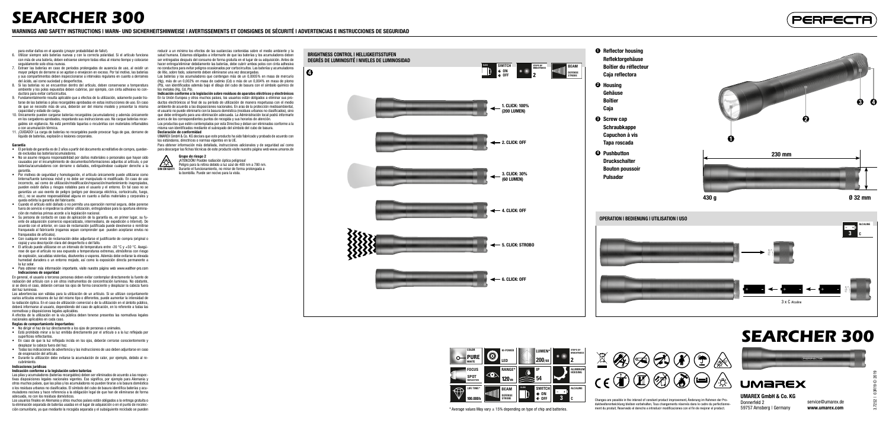# SEARCHER 300

## WARNINGS AND SAFETY INSTRUCTIONS I WARN- UND SICHERHEITSHINWEISE I AVERTISSEMENTS ET CONSIGNES DE SÉCURITÉ I ADVERTENCIAS E INSTRUCCIONES DE SEGURIDAD

para evitar daños en el aparato (mayor probabilidad de fallo!).

6. Utilizar siempre solo baterías nuevas y con la correcta polaridad. Si el artículo funciona con más de una batería, deben extraerse siempre todas ellas al mismo tiempo y colocarse seguidamente solo otras nuevas.
7. Extraer las baterías en caso de periodos prolongados de ausencia de uso, al existir un mayor peligro de derrame si se agotan o envejecen en exceso. Por tal motivo, las baterías y sus compartimentos deben inspeccionarse a intervalos regulares en cuanto a derrames del ácido, así como suciedad y desperfectos.
8. Si las baterías no se encuentran dentro del artículo, deben conservarse a temperatura ambiente y los polos expuestos deben cubrirse, por ejemplo, con cinta adhesiva no conductora para evitar cortocircuitos.
9. Fundamentalmente resulta aplicable que a efectos de la utilización, solamente puede tratarse de las baterías o pilas recargables aprobadas en estas instrucciones de uso. En caso de que se necesite más de una, deberán ser del mismo modelo y presentar la misma capacidad y estado de carga.
10. Únicamente pueden cargarse baterías recargables (acumuladores) y además únicamente en los cargadores aprobados, respetando sus instrucciones uso. No cargue baterías recargables sin vigilancia. No está permitido taparlas o recubrirlas con materiales inflamables o con acumulación térmica.
11. ¡CUIDADO! La carga de baterías no recargables puede provocar fuga de gas, derrame de líquido de baterías, explosión o lesiones corporales.

**Garantía**

- El periodo de garantía es de 2 años a partir del documento acreditativo de compra, quedando excluidas las baterías/acumuladores.
- No se asume ninguna responsabilidad por daños materiales o personales que hayan sido causados por el incumplimiento de documentos/informaciones adjuntos al artículo, o por baterías/acumuladores con derrame o dañadas, extinguiéndose cualquier derecho a la garantía.
- Por motivos de seguridad y homologación, el artículo únicamente puede utilizarse como linterna/fuente luminosa móvil y no debe ser manipulado ni modificado. En caso de uso incorrecto, así como de utilización/modificación/reparación/mantenimiento inapropiados, pueden existir daños y riesgos notables para el usuario y el entorno. En tal caso no se garantiza un uso exento de peligro (peligro por descarga eléctrica, cortocircuito, fuego, etc.), no se asume responsabilidad alguna en cuanto a daños materiales y corporales y queda extinta la garantía del fabricante.
- Cuando el artículo esté dañado o no permita una operación normal segura, debe ponerse fuera de servicio e impedirse la ulterior utilización, entregándose para la oportuna eliminación de materias primas acorde a la legislación nacional.
- Su persona de contacto en caso de aplicación de la garantía es, en primer lugar, su fuente de adquisición (comercio especializado, intermediario, de expedición o Internet). De acuerdo con el anterior, en caso de reclamación justificada puede devolverse o remitirse franqueado al fabricante (rogamos sepan comprender que pueden aceptarse envíos no franqueados de artículos).
- Con cualquier envío de reclamación debe adjuntarse el justificante de compra (original o copia) y una descripción clara del desperfecto o del fallo.
- El artículo puede utilizarse en un intervalo de temperatura entre -20 °C y +50 °C. Asegúrese de que el artículo no sea expuesto a temperaturas extremas, atmósferas con riesgo de explosión, sacudidas violentas, disolventes o vapores. Además debe evitarse la elevada humedad duradera o un entorno mojado, así como la exposición directa permanente a la luz solar.
- Para obtener más información importante, visite nuestra página web www.walther-pro.com

**Indicaciones de seguridad**

En general, el usuario o terceras personas deben evitar contemplar directamente la fuente de radiación del artículo con o sin otros instrumentos de concentración luminosa. No obstante, si se diera el caso, deberán cerrase los ojos de forma consciente y desplazar la cabeza fuera del haz luminoso.

Las advertencias son válidas para la utilización de un artículo. Si se utilizan conjuntamente varios artículos emisores de luz del mismo tipo o diferentes, puede aumentar la intensidad de la radiación óptica. En el caso de utilización comercial o de la utilización en el ámbito público, deberá informarse al usuario, dependiendo del caso de aplicación, en lo referente a todas las normativas y disposiciones legales aplicables.

A efectos de la utilización en la vía pública deben tenerse presentes las normativas legales nacionales aplicables en cada caso.

**Reglas de comportamiento importantes:**

- No dirigir el haz de luz directamente a los ojos de personas o animales.
- Está prohibido mirar a la luz emitida directamente por el artículo o a la luz reflejada por superficies reflectantes.
- En caso de que la luz reflejada incida en los ojos, deberán cerrarse conscientemente y desplazar la cabeza fuera del haz.
- Todas las indicaciones de advertencia y las instrucciones de uso deben adjuntarse en caso de enajenación del artículo.
- Durante la utilización debe evitarse la acumulación de calor, por ejemplo, debido al recubrimiento.

**Indicaciones jurídicas**

**Indicación conforme a la legislación sobre baterías**

Las pilas y acumuladores (baterías recargables) deben ser eliminados de acuerdo a las respectivas disposiciones legales nacionales vigentes. Eso significa, por ejemplo para Alemania y otros muchos países, que las pilas y los acumuladores no pueden tirarse a la basura doméstica o los residuos urbanos no clasificados. El símbolo del cubo de basura identifica baterías y acumuladores nocivos y hace referencia a la obligación legal de que han de eliminarse de forma adecuada, no con los residuos domésticos.

Los usuarios finales en Alemania y otros muchos países están obligados a la entrega gratuita o la eliminación separada de baterías usadas en el lugar de adquisición o en el punto de recolección comunitario, ya que mediante la recogida separada y el subsiguiente reciclado se pueden reducir a un mínimo los efectos de las sustancias contenidas sobre el medio ambiente y la salud humana. Estamos obligados a informarle de que las baterías y los acumuladores deben ser entregados después del consumo de forma gratuita en el lugar de su adquisición. Antes de hacer entrega/eliminar debidamente las baterías, debe cubrir ambos polos con cinta adhesiva no conductora para evitar peligros ocasionados por cortocircuitos. Las baterías y acumuladores de litio, sobre todo, solamente deben eliminarse una vez descargadas.

Las baterías y los acumuladores que contengan más de un 0,0005% en masa de mercurio (Hg), más de un 0,002% en masa de cadmio (Cd) o más de un 0,004% en masa de plomo (Pb), van identificados además bajo el dibujo del cubo de basura con el símbolo químico de los metales (Hg, Cd, Pb).

**Indicación conforme a la legislación sobre residuos de aparatos eléctricos y electrónicos**

En la Unión Europea y otros muchos países, los usuarios están obligados a eliminar sus productos electrónicos al final de su periodo de utilización de manera respetuosa con el medio ambiente de acuerdo a las disposiciones nacionales. En aras de la protección medioambiental, el usuario no puede eliminarlo con la basura doméstica (residuos urbanos no clasificados), sino que debe entregarlo para una eliminación adecuada. La Administración local podrá informarle acerca de los correspondientes puntos de recogida y sus horarios de atención.

Los productos que estén contemplados por esta Directiva y deban ser eliminados conforme a la misma van identificados mediante el subrayado del símbolo del cubo de basura.

**Declaración de conformidad**

UMAREX GmbH & Co. KG declara que este producto ha sido fabricado y probado de acuerdo con los estándares, directrices o normas vigentes en la UE.

Para obtener información más detallada, instrucciones adicionales y de seguridad así como para descargar las fichas técnicas de este producto visite nuestra página web www.umarex.de

**Grupo de riesgo 2**
¡ATENCIÓN! Posible radiación óptica peligrosa!
Peligro para la retina debido a luz azul de 400 nm a 780 nm.
Durante el funcionamiento, no mirar de forma prolongada a la bombilla. Puede ser nocivo para la vista.

DIN EN 62471

## BRIGHTNESS CONTROL | HELLIGKEITSSTUFEN
## DEGRÈS DE LUMINOSITÉ | NIVELES DE LUMINOSIDAD

❹

CLICK SWITCH ON OFF
STEPS OF BRIGHTNESS 2
BEAM DEFENSE STROBE

1. CLICK: 100% (200 LUMEN)

2. CLICK: OFF

3. CLICK: 30% (60 LUMEN)

4. CLICK: OFF

5. CLICK: STROBO

6. CLICK: OFF

❶ **Reflector housing**
**Reflektorgehäuse**
**Boîtier du réflecteur**
**Caja reflectora**

❷ **Housing**
**Gehäuse**
**Boîtier**
**Caja**

❸ **Screw cap**
**Schraubkappe**
**Capuchon à vis**
**Tapa roscada**

❹ **Pushbutton**
**Druckschalter**
**Bouton poussoir**
**Pulsador**

230 mm

430 g

Ø 32 mm

## OPERATION | BEDIENUNG | UTILISATION | USO

ALKALINE
3 C

3 x C Alcaline

| | | | |
|---|---|---|---|
| COLOR PURE WHITE | HI-POWER LED | LUMEN* 200/60 | STEPS OF BRIGHTNESS 2 |
| FOCUS SPOT REFLECTOR | RANGE* 120 m | IP 54 | ALUMINUM HOUSING |
| LIFE TIME* 100.000h | BEAM DEFENSE STROBE | CLICK SWITCH ON OFF | ALKALINE 3 C |

* Average values May vary ± 15% depending on type of chip and batteries.

Changes are possible in the interest of constant product improvement, Änderung im Rahmen der Produktweiterentwicklung bleiben vorbehalten, Tous changements réservés dans le cadre du perfectionnement du produit, Reservado el derecho a introducir modificaciones con el fin de mejorar el producto.

# SEARCHER 300

PERFECTA

UMAREX

**UMAREX GmbH & Co. KG**
Donnerfeld 2
59757 Arnsberg | Germany

service@umarex.de
**www.umarex.com**

3.7252 | 03/2019 © 2019